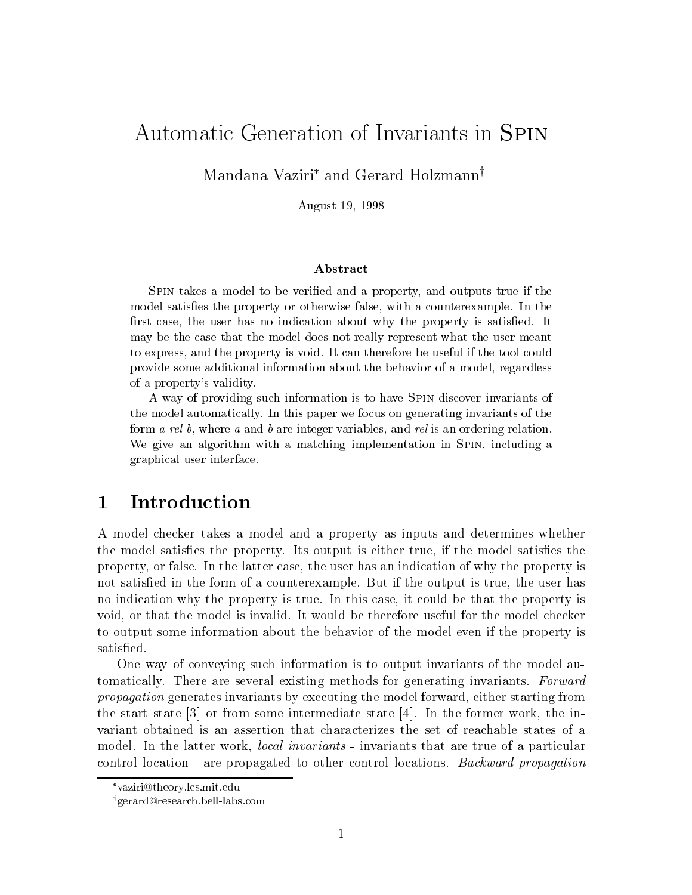# Automatic Generation of Invariants in SPIN

Mandana Vaziri* and Gerard Holzmann†

August 19, 1998

### Abstract

SPIN takes a model to be verified and a property, and outputs true if the model satisfies the property or otherwise false, with a counterexample. In the first case, the user has no indication about why the property is satisfied. It may be the case that the model does not really represent what the user meant to express, and the property is void. It can therefore be useful if the tool could provide some additional information about the behavior of a model, regardless of a property's validity.

A way of providing such information is to have SPIN discover invariants of the model automatically. In this paper we focus on generating invariants of the form *a rel b*, where *a* and *b* are integer variables, and *rel* is an ordering relation. We give an algorithm with a matching implementation in SPIN, including a graphical user interface.

## 1 Introduction

A model checker takes a model and a property as inputs and determines whether the model satisfies the property. Its output is either true, if the model satisfies the property, or false. In the latter case, the user has an indication of why the property is not satisfied in the form of a counterexample. But if the output is true, the user has no indication why the property is true. In this case, it could be that the property is void, or that the model is invalid. It would be therefore useful for the model checker to output some information about the behavior of the model even if the property is satisfied.

One way of conveying such information is to output invariants of the model automatically. There are several existing methods for generating invariants. *Forward propagation* generates invariants by executing the model forward, either starting from the start state [3] or from some intermediate state [4]. In the former work, the invariant obtained is an assertion that characterizes the set of reachable states of a model. In the latter work, *local invariants* - invariants that are true of a particular control location - are propagated to other control locations. *Backward propagation*

---

*vaziri@theory.lcs.mit.edu

†gerard@research.bell-labs.com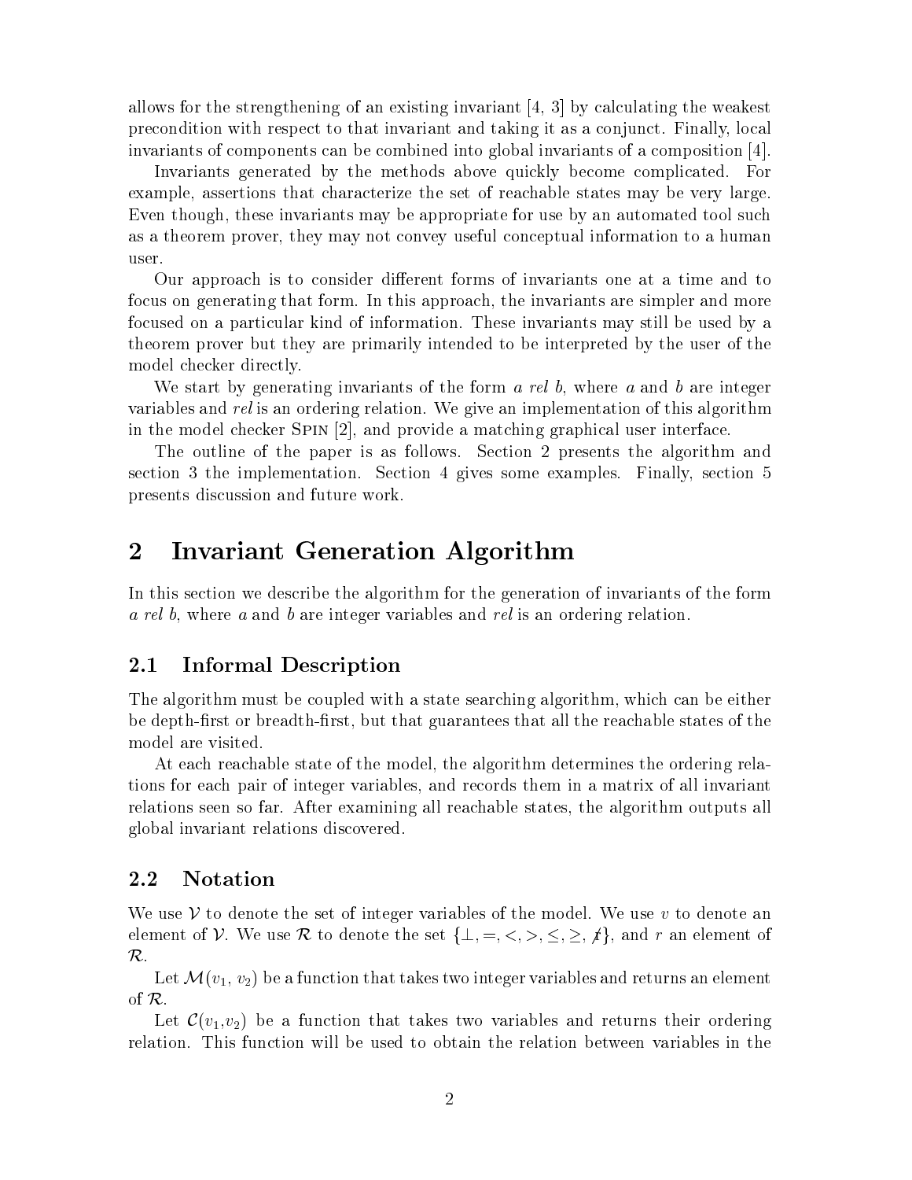allows for the strengthening of an existing invariant [4, 3] by calculating the weakest precondition with respect to that invariant and taking it as a conjunct. Finally, local invariants of components can be combined into global invariants of a composition [4].

Invariants generated by the methods above quickly become complicated. For example, assertions that characterize the set of reachable states may be very large. Even though, these invariants may be appropriate for use by an automated tool such as a theorem prover, they may not convey useful conceptual information to a human user.

Our approach is to consider different forms of invariants one at a time and to focus on generating that form. In this approach, the invariants are simpler and more focused on a particular kind of information. These invariants may still be used by a theorem prover but they are primarily intended to be interpreted by the user of the model checker directly.

We start by generating invariants of the form *a rel b*, where *a* and *b* are integer variables and *rel* is an ordering relation. We give an implementation of this algorithm in the model checker SPIN [2], and provide a matching graphical user interface.

The outline of the paper is as follows. Section 2 presents the algorithm and section 3 the implementation. Section 4 gives some examples. Finally, section 5 presents discussion and future work.

# 2 Invariant Generation Algorithm

In this section we describe the algorithm for the generation of invariants of the form *a rel b*, where *a* and *b* are integer variables and *rel* is an ordering relation.

## 2.1 Informal Description

The algorithm must be coupled with a state searching algorithm, which can be either be depth-first or breadth-first, but that guarantees that all the reachable states of the model are visited.

At each reachable state of the model, the algorithm determines the ordering relations for each pair of integer variables, and records them in a matrix of all invariant relations seen so far. After examining all reachable states, the algorithm outputs all global invariant relations discovered.

## 2.2 Notation

We use $\mathcal{V}$ to denote the set of integer variables of the model. We use $v$ to denote an element of $\mathcal{V}$. We use $\mathcal{R}$ to denote the set $\{\perp, =, <, >, \leq, \geq, \not\perp\}$, and $r$ an element of $\mathcal{R}$.

Let $\mathcal{M}(v_1, v_2)$ be a function that takes two integer variables and returns an element of $\mathcal{R}$.

Let $\mathcal{C}(v_1,v_2)$ be a function that takes two variables and returns their ordering relation. This function will be used to obtain the relation between variables in the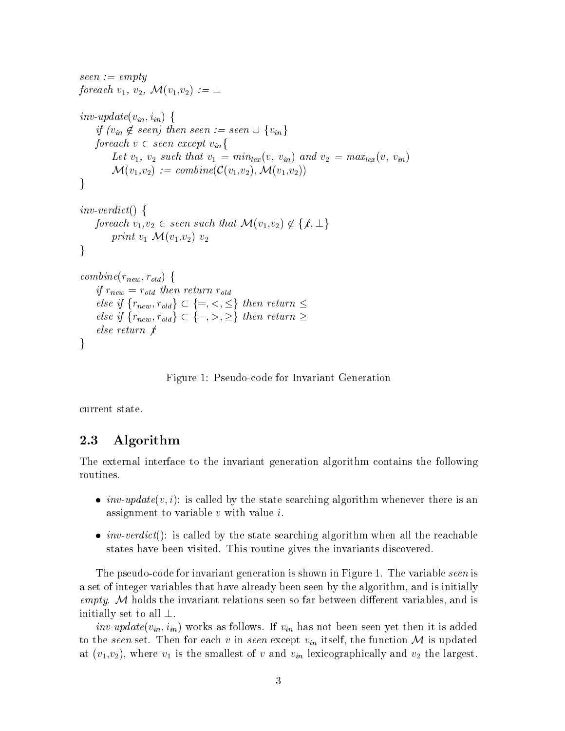```
seen := empty
foreach v1, v2, M(v1,v2) := ⊥

inv-update(v_in, i_in) {
    if (v_in ∉ seen) then seen := seen ∪ {v_in}
    foreach v ∈ seen except v_in {
        Let v1, v2 such that v1 = min_lex(v, v_in) and v2 = max_lex(v, v_in)
        M(v1,v2) := combine(C(v1,v2), M(v1,v2))
}

inv-verdict() {
    foreach v1,v2 ∈ seen such that M(v1,v2) ∉ {≭, ⊥}
        print v1 M(v1,v2) v2
}

combine(r_new, r_old) {
    if r_new = r_old then return r_old
    else if {r_new, r_old} ⊂ {=, <, ≤} then return ≤
    else if {r_new, r_old} ⊂ {=, >, ≥} then return ≥
    else return ≭
}
```

Figure 1: Pseudo-code for Invariant Generation

current state.

### 2.3 Algorithm

The external interface to the invariant generation algorithm contains the following routines.

- *inv-update*$(v, i)$: is called by the state searching algorithm whenever there is an assignment to variable $v$ with value $i$.
- *inv-verdict*(): is called by the state searching algorithm when all the reachable states have been visited. This routine gives the invariants discovered.

The pseudo-code for invariant generation is shown in Figure 1. The variable *seen* is a set of integer variables that have already been seen by the algorithm, and is initially *empty*. $\mathcal{M}$ holds the invariant relations seen so far between different variables, and is initially set to all $\perp$.

*inv-update*$(v_{in}, i_{in})$ works as follows. If $v_{in}$ has not been seen yet then it is added to the *seen* set. Then for each $v$ in *seen* except $v_{in}$ itself, the function $\mathcal{M}$ is updated at $(v_1,v_2)$, where $v_1$ is the smallest of $v$ and $v_{in}$ lexicographically and $v_2$ the largest.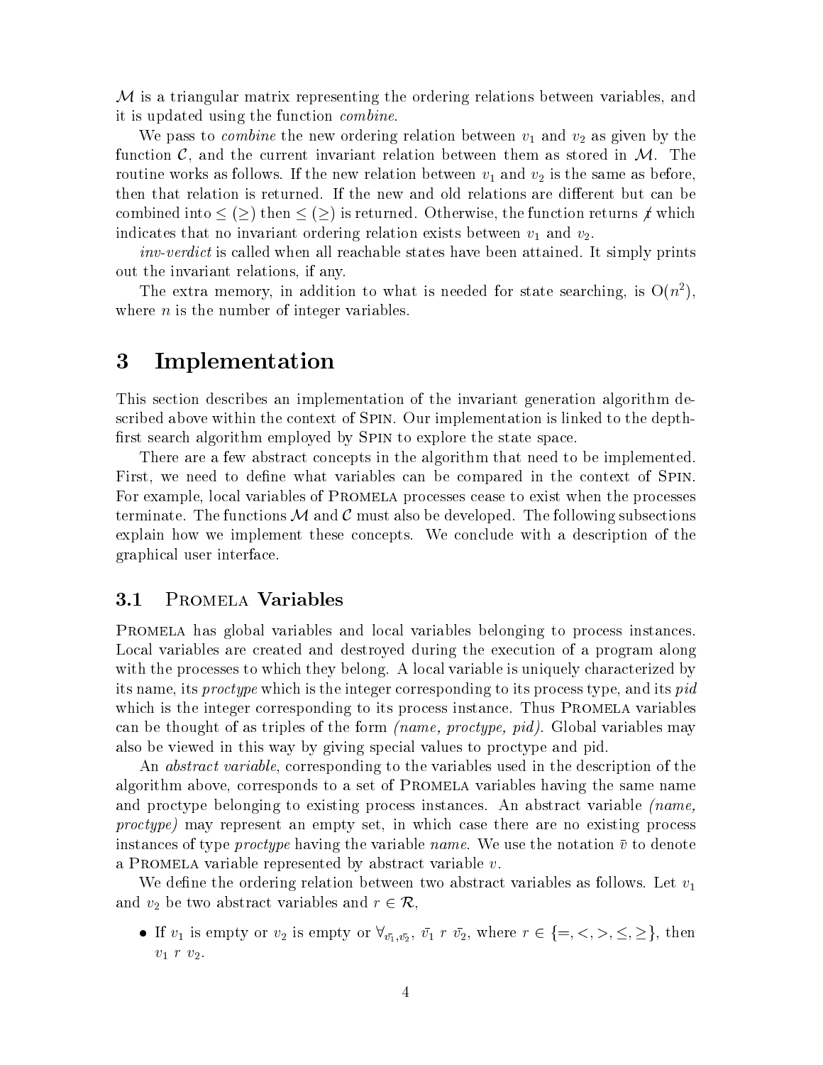$\mathcal{M}$ is a triangular matrix representing the ordering relations between variables, and it is updated using the function *combine*.

We pass to *combine* the new ordering relation between $v_1$ and $v_2$ as given by the function $\mathcal{C}$, and the current invariant relation between them as stored in $\mathcal{M}$. The routine works as follows. If the new relation between $v_1$ and $v_2$ is the same as before, then that relation is returned. If the new and old relations are different but can be combined into $\leq$ ($\geq$) then $\leq$ ($\geq$) is returned. Otherwise, the function returns $\not r$ which indicates that no invariant ordering relation exists between $v_1$ and $v_2$.

*inv-verdict* is called when all reachable states have been attained. It simply prints out the invariant relations, if any.

The extra memory, in addition to what is needed for state searching, is $O(n^2)$, where $n$ is the number of integer variables.

# 3 Implementation

This section describes an implementation of the invariant generation algorithm described above within the context of Spin. Our implementation is linked to the depth-first search algorithm employed by Spin to explore the state space.

There are a few abstract concepts in the algorithm that need to be implemented. First, we need to define what variables can be compared in the context of Spin. For example, local variables of Promela processes cease to exist when the processes terminate. The functions $\mathcal{M}$ and $\mathcal{C}$ must also be developed. The following subsections explain how we implement these concepts. We conclude with a description of the graphical user interface.

## 3.1 Promela Variables

Promela has global variables and local variables belonging to process instances. Local variables are created and destroyed during the execution of a program along with the processes to which they belong. A local variable is uniquely characterized by its name, its *proctype* which is the integer corresponding to its process type, and its *pid* which is the integer corresponding to its process instance. Thus Promela variables can be thought of as triples of the form *(name, proctype, pid)*. Global variables may also be viewed in this way by giving special values to proctype and pid.

An *abstract variable*, corresponding to the variables used in the description of the algorithm above, corresponds to a set of Promela variables having the same name and proctype belonging to existing process instances. An abstract variable *(name, proctype)* may represent an empty set, in which case there are no existing process instances of type *proctype* having the variable *name*. We use the notation $\bar{v}$ to denote a Promela variable represented by abstract variable $v$.

We define the ordering relation between two abstract variables as follows. Let $v_1$ and $v_2$ be two abstract variables and $r \in \mathcal{R}$,

- If $v_1$ is empty or $v_2$ is empty or $\forall_{\bar{v_1},\bar{v_2}},\ \bar{v_1}\ r\ \bar{v_2}$, where $r \in \{=, <, >, \leq, \geq\}$, then $v_1\ r\ v_2$.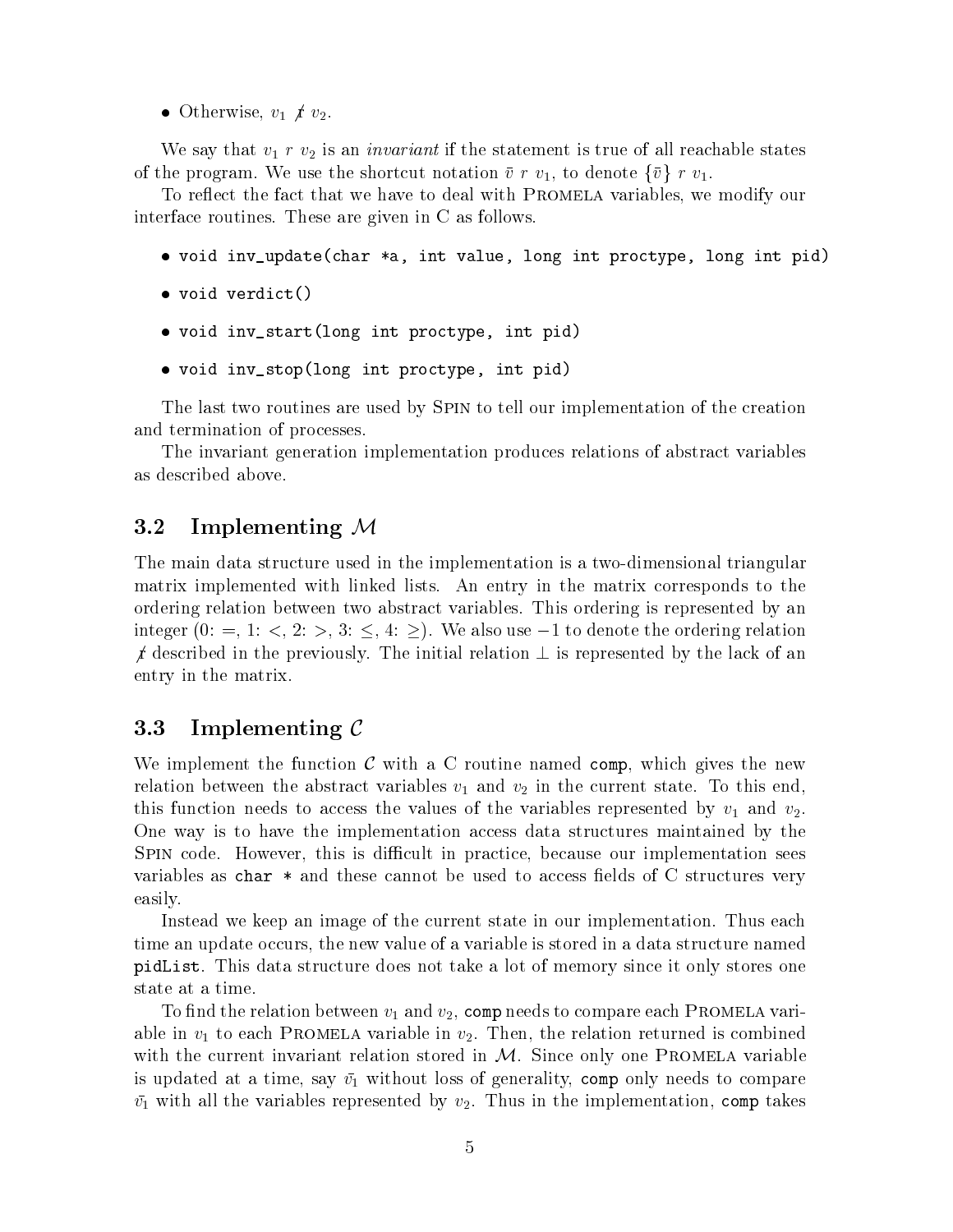- Otherwise, $v_1 \not\bowtie v_2$.

We say that $v_1\ r\ v_2$ is an *invariant* if the statement is true of all reachable states of the program. We use the shortcut notation $\bar{v}\ r\ v_1$, to denote $\{\bar{v}\}\ r\ v_1$.

To reflect the fact that we have to deal with PROMELA variables, we modify our interface routines. These are given in C as follows.

- `void inv_update(char *a, int value, long int proctype, long int pid)`
- `void verdict()`
- `void inv_start(long int proctype, int pid)`
- `void inv_stop(long int proctype, int pid)`

The last two routines are used by SPIN to tell our implementation of the creation and termination of processes.

The invariant generation implementation produces relations of abstract variables as described above.

## 3.2 Implementing $\mathcal{M}$

The main data structure used in the implementation is a two-dimensional triangular matrix implemented with linked lists. An entry in the matrix corresponds to the ordering relation between two abstract variables. This ordering is represented by an integer (0: =, 1: <, 2: >, 3: $\leq$, 4: $\geq$). We also use $-1$ to denote the ordering relation $\not\bowtie$ described in the previously. The initial relation $\perp$ is represented by the lack of an entry in the matrix.

## 3.3 Implementing $\mathcal{C}$

We implement the function $\mathcal{C}$ with a C routine named `comp`, which gives the new relation between the abstract variables $v_1$ and $v_2$ in the current state. To this end, this function needs to access the values of the variables represented by $v_1$ and $v_2$. One way is to have the implementation access data structures maintained by the SPIN code. However, this is difficult in practice, because our implementation sees variables as `char *` and these cannot be used to access fields of C structures very easily.

Instead we keep an image of the current state in our implementation. Thus each time an update occurs, the new value of a variable is stored in a data structure named `pidList`. This data structure does not take a lot of memory since it only stores one state at a time.

To find the relation between $v_1$ and $v_2$, `comp` needs to compare each PROMELA variable in $v_1$ to each PROMELA variable in $v_2$. Then, the relation returned is combined with the current invariant relation stored in $\mathcal{M}$. Since only one PROMELA variable is updated at a time, say $\bar{v_1}$ without loss of generality, `comp` only needs to compare $\bar{v_1}$ with all the variables represented by $v_2$. Thus in the implementation, `comp` takes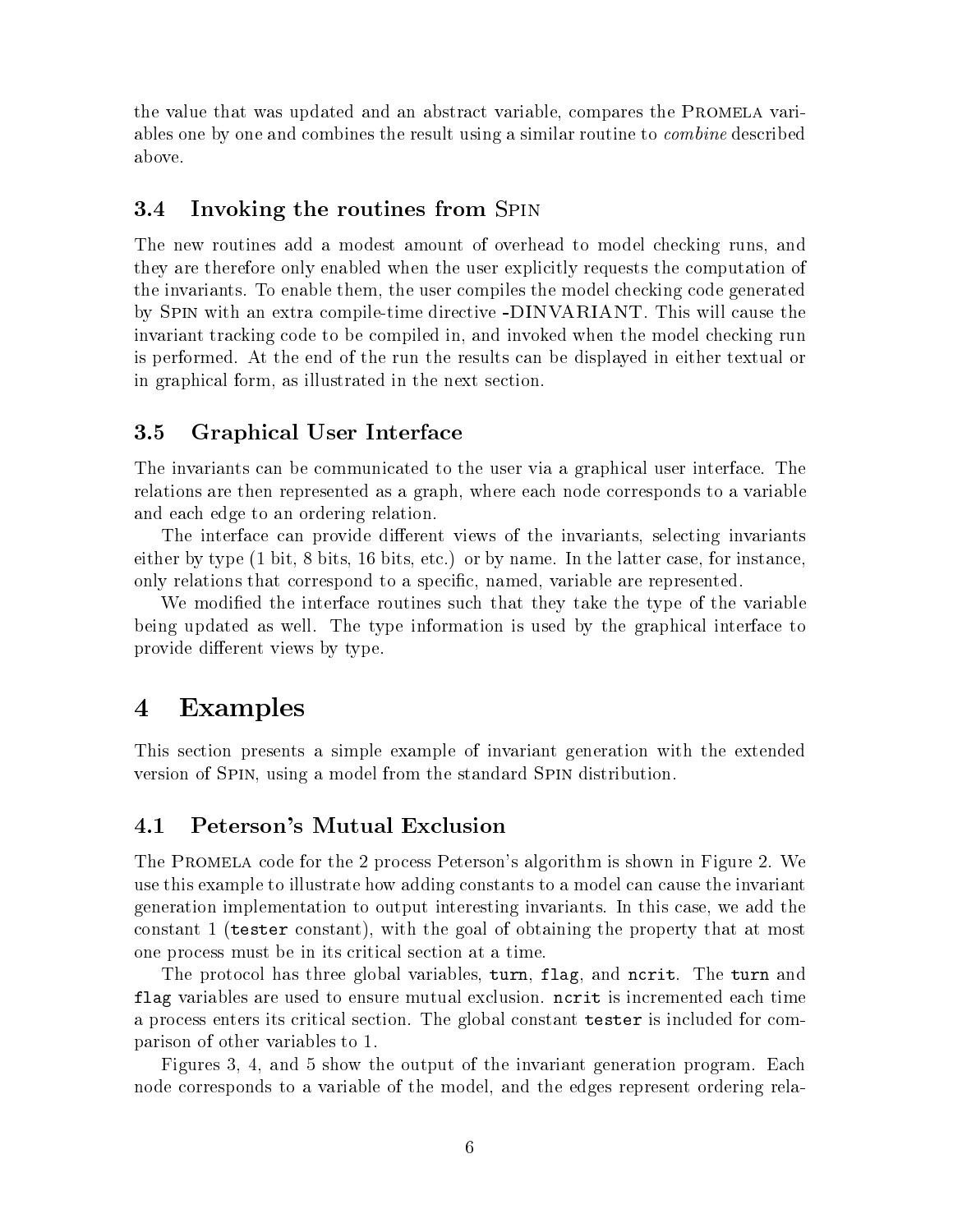the value that was updated and an abstract variable, compares the Promela variables one by one and combines the result using a similar routine to *combine* described above.

### 3.4 Invoking the routines from Spin

The new routines add a modest amount of overhead to model checking runs, and they are therefore only enabled when the user explicitly requests the computation of the invariants. To enable them, the user compiles the model checking code generated by Spin with an extra compile-time directive -DINVARIANT. This will cause the invariant tracking code to be compiled in, and invoked when the model checking run is performed. At the end of the run the results can be displayed in either textual or in graphical form, as illustrated in the next section.

### 3.5 Graphical User Interface

The invariants can be communicated to the user via a graphical user interface. The relations are then represented as a graph, where each node corresponds to a variable and each edge to an ordering relation.

The interface can provide different views of the invariants, selecting invariants either by type (1 bit, 8 bits, 16 bits, etc.) or by name. In the latter case, for instance, only relations that correspond to a specific, named, variable are represented.

We modified the interface routines such that they take the type of the variable being updated as well. The type information is used by the graphical interface to provide different views by type.

## 4 Examples

This section presents a simple example of invariant generation with the extended version of Spin, using a model from the standard Spin distribution.

### 4.1 Peterson's Mutual Exclusion

The Promela code for the 2 process Peterson's algorithm is shown in Figure 2. We use this example to illustrate how adding constants to a model can cause the invariant generation implementation to output interesting invariants. In this case, we add the constant 1 (`tester` constant), with the goal of obtaining the property that at most one process must be in its critical section at a time.

The protocol has three global variables, `turn`, `flag`, and `ncrit`. The `turn` and `flag` variables are used to ensure mutual exclusion. `ncrit` is incremented each time a process enters its critical section. The global constant `tester` is included for comparison of other variables to 1.

Figures 3, 4, and 5 show the output of the invariant generation program. Each node corresponds to a variable of the model, and the edges represent ordering rela-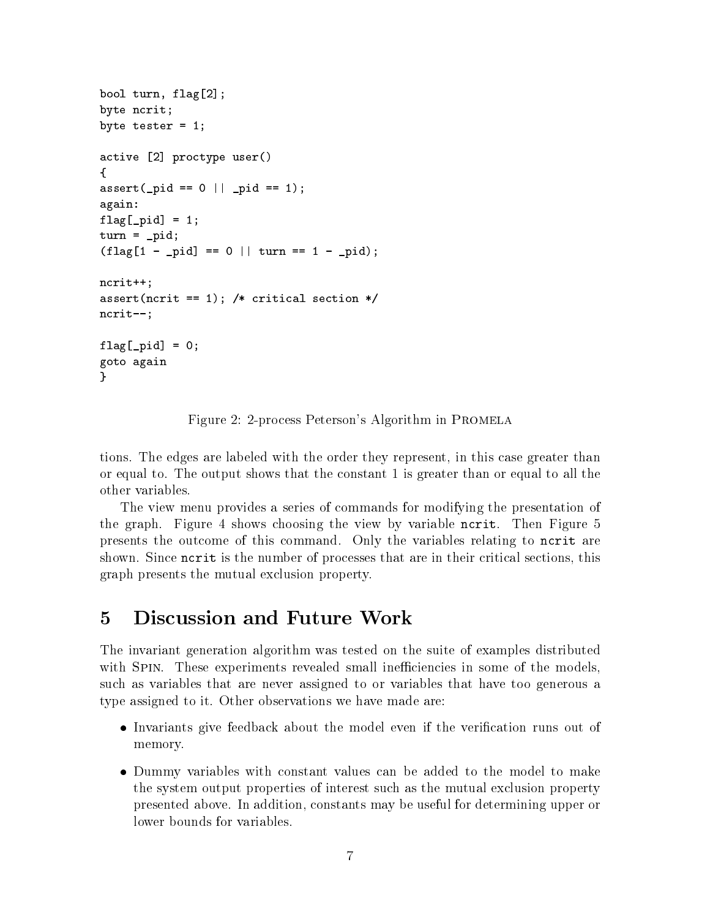```
bool turn, flag[2];
byte ncrit;
byte tester = 1;

active [2] proctype user()
{
assert(_pid == 0 || _pid == 1);
again:
flag[_pid] = 1;
turn = _pid;
(flag[1 - _pid] == 0 || turn == 1 - _pid);

ncrit++;
assert(ncrit == 1); /* critical section */
ncrit--;

flag[_pid] = 0;
goto again
}
```

Figure 2: 2-process Peterson's Algorithm in PROMELA

tions. The edges are labeled with the order they represent, in this case greater than or equal to. The output shows that the constant 1 is greater than or equal to all the other variables.

The view menu provides a series of commands for modifying the presentation of the graph. Figure 4 shows choosing the view by variable `ncrit`. Then Figure 5 presents the outcome of this command. Only the variables relating to `ncrit` are shown. Since `ncrit` is the number of processes that are in their critical sections, this graph presents the mutual exclusion property.

# 5 Discussion and Future Work

The invariant generation algorithm was tested on the suite of examples distributed with SPIN. These experiments revealed small inefficiencies in some of the models, such as variables that are never assigned to or variables that have too generous a type assigned to it. Other observations we have made are:

- Invariants give feedback about the model even if the verification runs out of memory.
- Dummy variables with constant values can be added to the model to make the system output properties of interest such as the mutual exclusion property presented above. In addition, constants may be useful for determining upper or lower bounds for variables.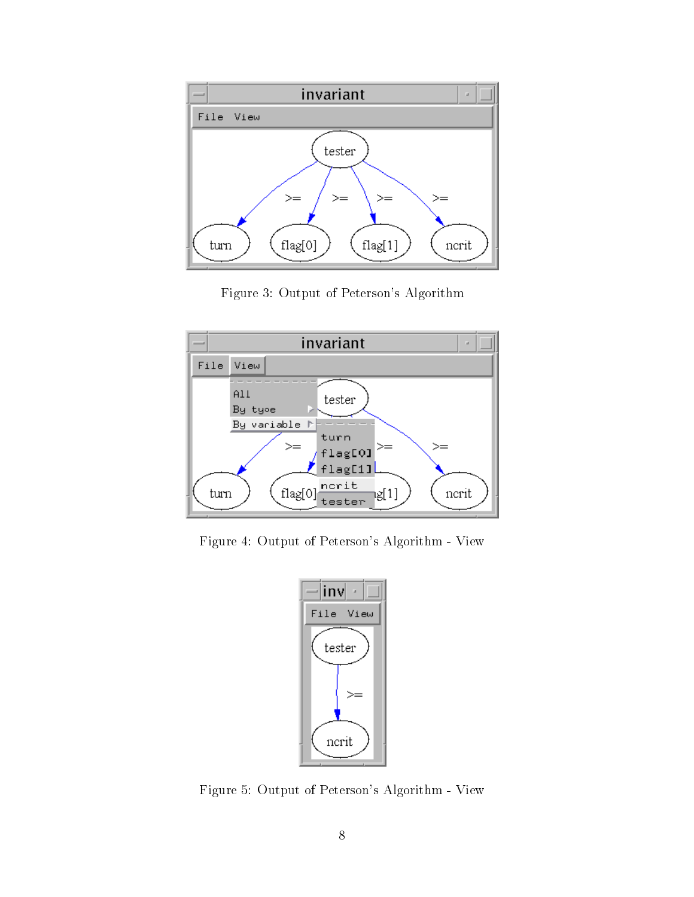Figure 3: Output of Peterson's Algorithm

Figure 4: Output of Peterson's Algorithm - View

Figure 5: Output of Peterson's Algorithm - View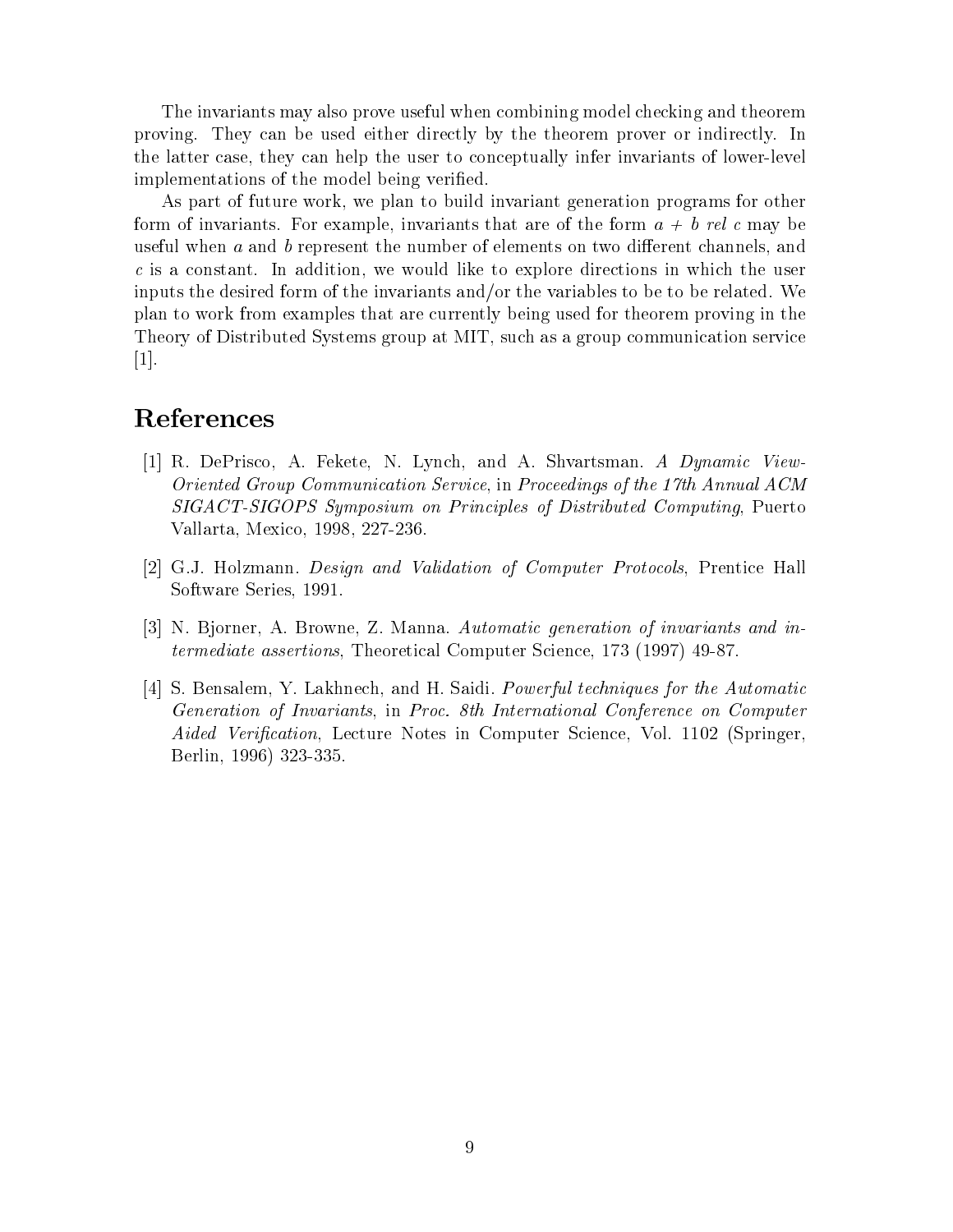The invariants may also prove useful when combining model checking and theorem proving. They can be used either directly by the theorem prover or indirectly. In the latter case, they can help the user to conceptually infer invariants of lower-level implementations of the model being verified.

As part of future work, we plan to build invariant generation programs for other form of invariants. For example, invariants that are of the form $a + b \ rel \ c$ may be useful when $a$ and $b$ represent the number of elements on two different channels, and $c$ is a constant. In addition, we would like to explore directions in which the user inputs the desired form of the invariants and/or the variables to be to be related. We plan to work from examples that are currently being used for theorem proving in the Theory of Distributed Systems group at MIT, such as a group communication service [1].

# References

[1] R. DePrisco, A. Fekete, N. Lynch, and A. Shvartsman. *A Dynamic View-Oriented Group Communication Service*, in *Proceedings of the 17th Annual ACM SIGACT-SIGOPS Symposium on Principles of Distributed Computing*, Puerto Vallarta, Mexico, 1998, 227-236.

[2] G.J. Holzmann. *Design and Validation of Computer Protocols*, Prentice Hall Software Series, 1991.

[3] N. Bjorner, A. Browne, Z. Manna. *Automatic generation of invariants and intermediate assertions*, Theoretical Computer Science, 173 (1997) 49-87.

[4] S. Bensalem, Y. Lakhnech, and H. Saidi. *Powerful techniques for the Automatic Generation of Invariants*, in *Proc. 8th International Conference on Computer Aided Verification*, Lecture Notes in Computer Science, Vol. 1102 (Springer, Berlin, 1996) 323-335.